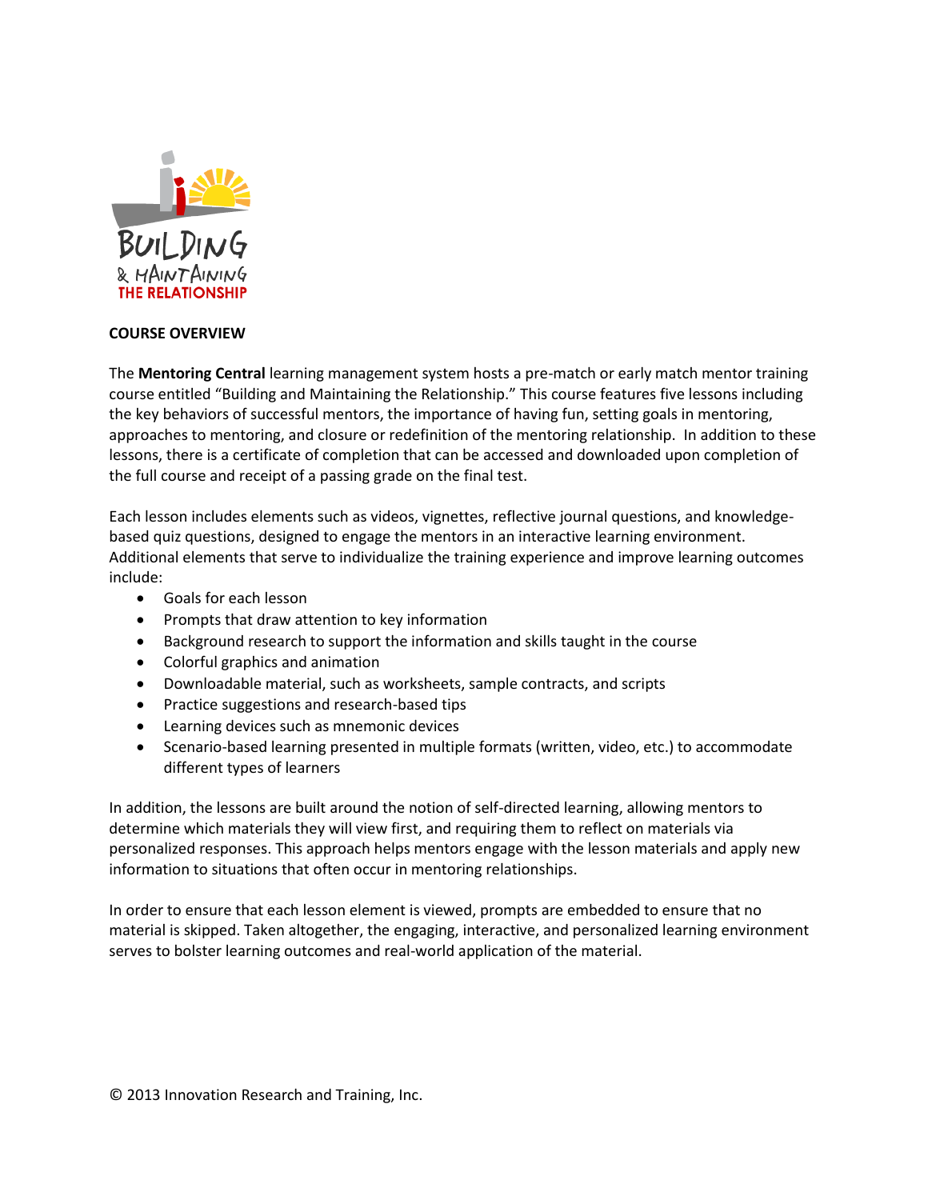BUILDING & MAINTAINING THE RELATIONSHIP

**COURSE OVERVIEW**

The **Mentoring Central** learning management system hosts a pre-match or early match mentor training course entitled "Building and Maintaining the Relationship." This course features five lessons including the key behaviors of successful mentors, the importance of having fun, setting goals in mentoring, approaches to mentoring, and closure or redefinition of the mentoring relationship. In addition to these lessons, there is a certificate of completion that can be accessed and downloaded upon completion of the full course and receipt of a passing grade on the final test.

Each lesson includes elements such as videos, vignettes, reflective journal questions, and knowledge-based quiz questions, designed to engage the mentors in an interactive learning environment. Additional elements that serve to individualize the training experience and improve learning outcomes include:

- Goals for each lesson
- Prompts that draw attention to key information
- Background research to support the information and skills taught in the course
- Colorful graphics and animation
- Downloadable material, such as worksheets, sample contracts, and scripts
- Practice suggestions and research-based tips
- Learning devices such as mnemonic devices
- Scenario-based learning presented in multiple formats (written, video, etc.) to accommodate different types of learners

In addition, the lessons are built around the notion of self-directed learning, allowing mentors to determine which materials they will view first, and requiring them to reflect on materials via personalized responses. This approach helps mentors engage with the lesson materials and apply new information to situations that often occur in mentoring relationships.

In order to ensure that each lesson element is viewed, prompts are embedded to ensure that no material is skipped. Taken altogether, the engaging, interactive, and personalized learning environment serves to bolster learning outcomes and real-world application of the material.

© 2013 Innovation Research and Training, Inc.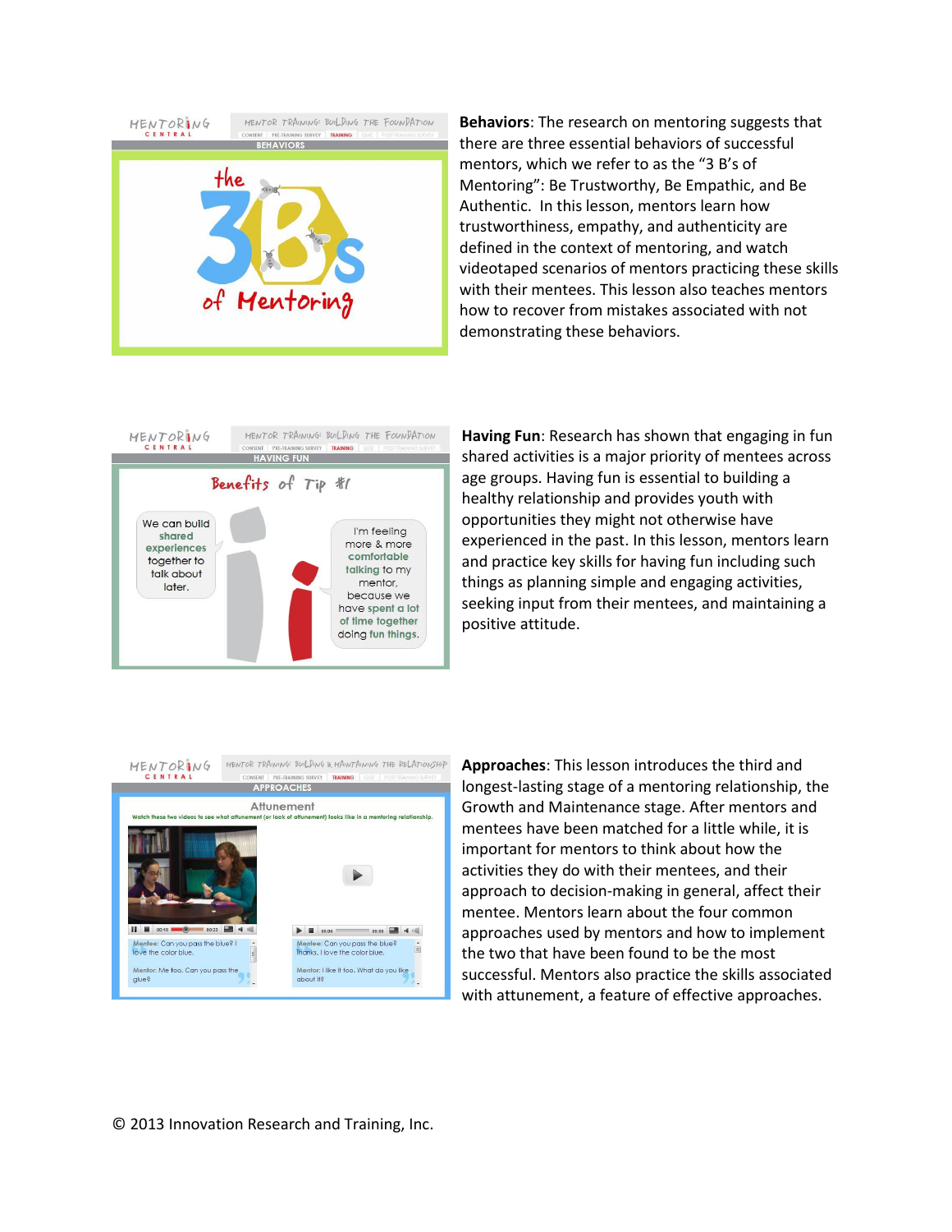**Behaviors**: The research on mentoring suggests that there are three essential behaviors of successful mentors, which we refer to as the "3 B's of Mentoring": Be Trustworthy, Be Empathic, and Be Authentic. In this lesson, mentors learn how trustworthiness, empathy, and authenticity are defined in the context of mentoring, and watch videotaped scenarios of mentors practicing these skills with their mentees. This lesson also teaches mentors how to recover from mistakes associated with not demonstrating these behaviors.

**Having Fun**: Research has shown that engaging in fun shared activities is a major priority of mentees across age groups. Having fun is essential to building a healthy relationship and provides youth with opportunities they might not otherwise have experienced in the past. In this lesson, mentors learn and practice key skills for having fun including such things as planning simple and engaging activities, seeking input from their mentees, and maintaining a positive attitude.

**Approaches**: This lesson introduces the third and longest-lasting stage of a mentoring relationship, the Growth and Maintenance stage. After mentors and mentees have been matched for a little while, it is important for mentors to think about how the activities they do with their mentees, and their approach to decision-making in general, affect their mentee. Mentors learn about the four common approaches used by mentors and how to implement the two that have been found to be the most successful. Mentors also practice the skills associated with attunement, a feature of effective approaches.

© 2013 Innovation Research and Training, Inc.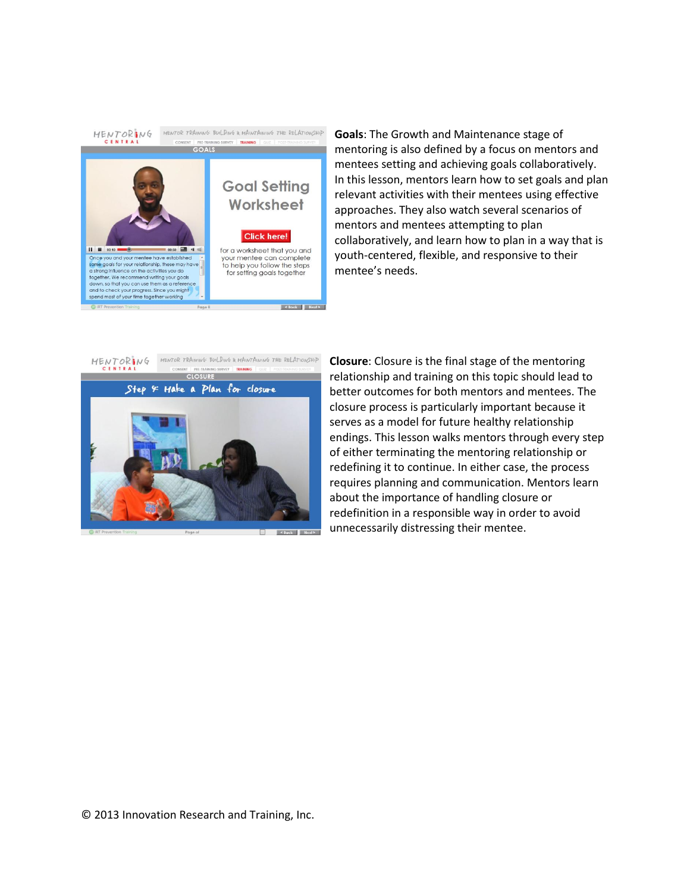**Goals**: The Growth and Maintenance stage of mentoring is also defined by a focus on mentors and mentees setting and achieving goals collaboratively. In this lesson, mentors learn how to set goals and plan relevant activities with their mentees using effective approaches. They also watch several scenarios of mentors and mentees attempting to plan collaboratively, and learn how to plan in a way that is youth-centered, flexible, and responsive to their mentee's needs.

**Closure**: Closure is the final stage of the mentoring relationship and training on this topic should lead to better outcomes for both mentors and mentees. The closure process is particularly important because it serves as a model for future healthy relationship endings. This lesson walks mentors through every step of either terminating the mentoring relationship or redefining it to continue. In either case, the process requires planning and communication. Mentors learn about the importance of handling closure or redefinition in a responsible way in order to avoid unnecessarily distressing their mentee.

© 2013 Innovation Research and Training, Inc.